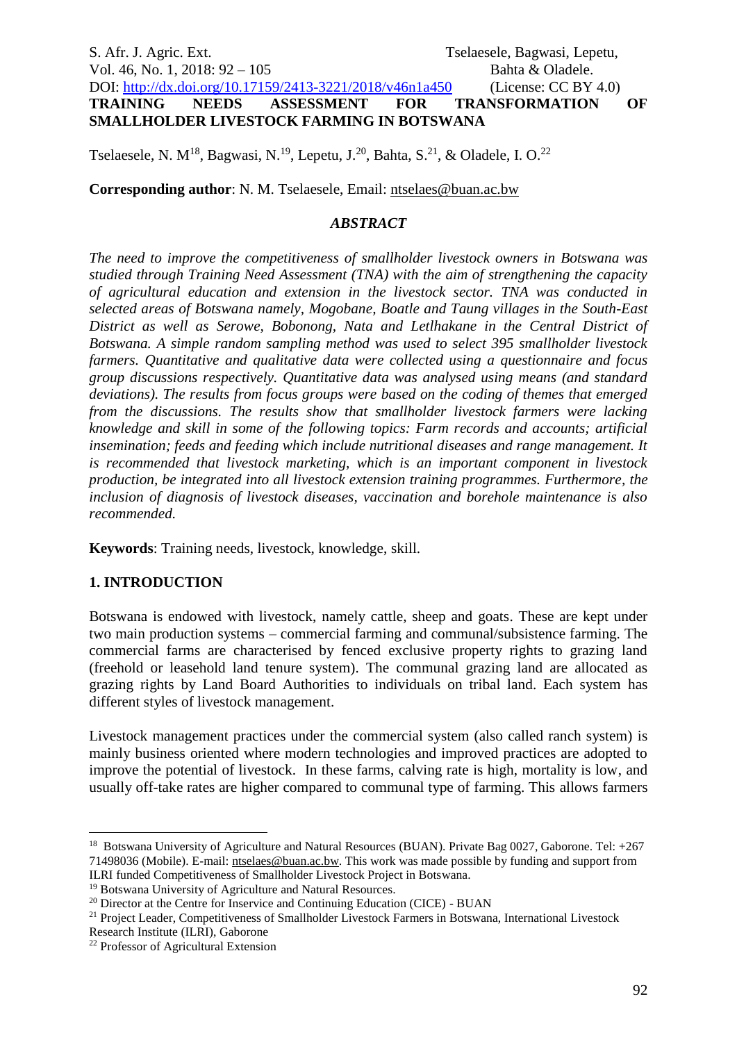# TRAINING NEEDS ASSESSMENT FOR TRANSFORMATION OF SMALLHOLDER LIVESTOCK FARMING IN BOTSWANA

Tselaesele, N. M[18], Bagwasi, N.[19], Lepetu, J.[20], Bahta, S.[21], & Oladele, I. O.[22]

**Corresponding author**: N. M. Tselaesele, Email: ntselaes@buan.ac.bw

## *ABSTRACT*

*The need to improve the competitiveness of smallholder livestock owners in Botswana was studied through Training Need Assessment (TNA) with the aim of strengthening the capacity of agricultural education and extension in the livestock sector. TNA was conducted in selected areas of Botswana namely, Mogobane, Boatle and Taung villages in the South-East District as well as Serowe, Bobonong, Nata and Letlhakane in the Central District of Botswana. A simple random sampling method was used to select 395 smallholder livestock farmers. Quantitative and qualitative data were collected using a questionnaire and focus group discussions respectively. Quantitative data was analysed using means (and standard deviations). The results from focus groups were based on the coding of themes that emerged from the discussions. The results show that smallholder livestock farmers were lacking knowledge and skill in some of the following topics: Farm records and accounts; artificial insemination; feeds and feeding which include nutritional diseases and range management. It is recommended that livestock marketing, which is an important component in livestock production, be integrated into all livestock extension training programmes. Furthermore, the inclusion of diagnosis of livestock diseases, vaccination and borehole maintenance is also recommended.*

**Keywords**: Training needs, livestock, knowledge, skill.

## 1. INTRODUCTION

Botswana is endowed with livestock, namely cattle, sheep and goats. These are kept under two main production systems – commercial farming and communal/subsistence farming. The commercial farms are characterised by fenced exclusive property rights to grazing land (freehold or leasehold land tenure system). The communal grazing land are allocated as grazing rights by Land Board Authorities to individuals on tribal land. Each system has different styles of livestock management.

Livestock management practices under the commercial system (also called ranch system) is mainly business oriented where modern technologies and improved practices are adopted to improve the potential of livestock. In these farms, calving rate is high, mortality is low, and usually off-take rates are higher compared to communal type of farming. This allows farmers

---

[18] Botswana University of Agriculture and Natural Resources (BUAN). Private Bag 0027, Gaborone. Tel: +267 71498036 (Mobile). E-mail: ntselaes@buan.ac.bw. This work was made possible by funding and support from ILRI funded Competitiveness of Smallholder Livestock Project in Botswana.

[19] Botswana University of Agriculture and Natural Resources.

[20] Director at the Centre for Inservice and Continuing Education (CICE) - BUAN

[21] Project Leader, Competitiveness of Smallholder Livestock Farmers in Botswana, International Livestock Research Institute (ILRI), Gaborone

[22] Professor of Agricultural Extension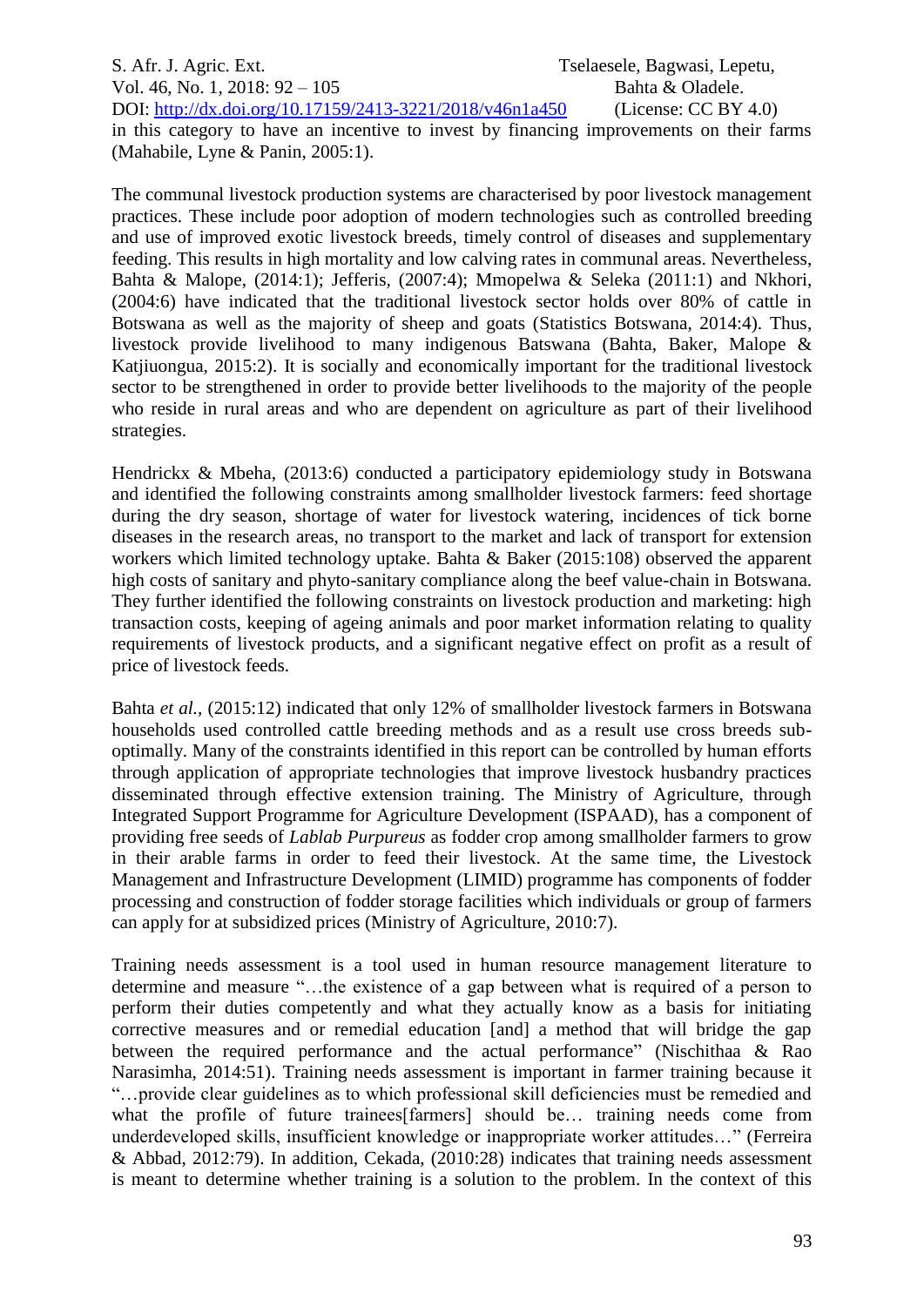in this category to have an incentive to invest by financing improvements on their farms (Mahabile, Lyne & Panin, 2005:1).

The communal livestock production systems are characterised by poor livestock management practices. These include poor adoption of modern technologies such as controlled breeding and use of improved exotic livestock breeds, timely control of diseases and supplementary feeding. This results in high mortality and low calving rates in communal areas. Nevertheless, Bahta & Malope, (2014:1); Jefferis, (2007:4); Mmopelwa & Seleka (2011:1) and Nkhori, (2004:6) have indicated that the traditional livestock sector holds over 80% of cattle in Botswana as well as the majority of sheep and goats (Statistics Botswana, 2014:4). Thus, livestock provide livelihood to many indigenous Batswana (Bahta, Baker, Malope & Katjiuongua, 2015:2). It is socially and economically important for the traditional livestock sector to be strengthened in order to provide better livelihoods to the majority of the people who reside in rural areas and who are dependent on agriculture as part of their livelihood strategies.

Hendrickx & Mbeha, (2013:6) conducted a participatory epidemiology study in Botswana and identified the following constraints among smallholder livestock farmers: feed shortage during the dry season, shortage of water for livestock watering, incidences of tick borne diseases in the research areas, no transport to the market and lack of transport for extension workers which limited technology uptake. Bahta & Baker (2015:108) observed the apparent high costs of sanitary and phyto-sanitary compliance along the beef value-chain in Botswana. They further identified the following constraints on livestock production and marketing: high transaction costs, keeping of ageing animals and poor market information relating to quality requirements of livestock products, and a significant negative effect on profit as a result of price of livestock feeds.

Bahta *et al.,* (2015:12) indicated that only 12% of smallholder livestock farmers in Botswana households used controlled cattle breeding methods and as a result use cross breeds sub-optimally. Many of the constraints identified in this report can be controlled by human efforts through application of appropriate technologies that improve livestock husbandry practices disseminated through effective extension training. The Ministry of Agriculture, through Integrated Support Programme for Agriculture Development (ISPAAD), has a component of providing free seeds of *Lablab Purpureus* as fodder crop among smallholder farmers to grow in their arable farms in order to feed their livestock. At the same time, the Livestock Management and Infrastructure Development (LIMID) programme has components of fodder processing and construction of fodder storage facilities which individuals or group of farmers can apply for at subsidized prices (Ministry of Agriculture, 2010:7).

Training needs assessment is a tool used in human resource management literature to determine and measure "…the existence of a gap between what is required of a person to perform their duties competently and what they actually know as a basis for initiating corrective measures and or remedial education [and] a method that will bridge the gap between the required performance and the actual performance" (Nischithaa & Rao Narasimha, 2014:51). Training needs assessment is important in farmer training because it "…provide clear guidelines as to which professional skill deficiencies must be remedied and what the profile of future trainees[farmers] should be… training needs come from underdeveloped skills, insufficient knowledge or inappropriate worker attitudes…" (Ferreira & Abbad, 2012:79). In addition, Cekada, (2010:28) indicates that training needs assessment is meant to determine whether training is a solution to the problem. In the context of this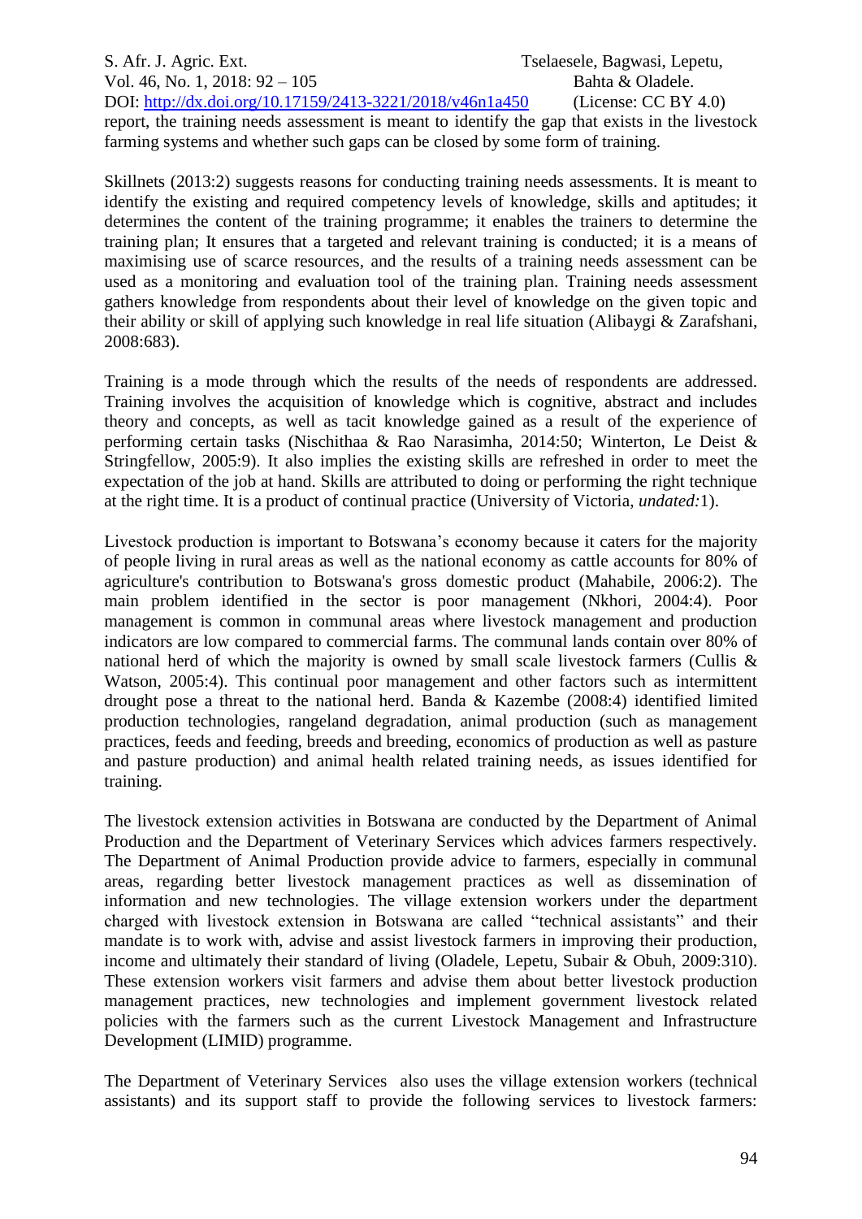report, the training needs assessment is meant to identify the gap that exists in the livestock farming systems and whether such gaps can be closed by some form of training.

Skillnets (2013:2) suggests reasons for conducting training needs assessments. It is meant to identify the existing and required competency levels of knowledge, skills and aptitudes; it determines the content of the training programme; it enables the trainers to determine the training plan; It ensures that a targeted and relevant training is conducted; it is a means of maximising use of scarce resources, and the results of a training needs assessment can be used as a monitoring and evaluation tool of the training plan. Training needs assessment gathers knowledge from respondents about their level of knowledge on the given topic and their ability or skill of applying such knowledge in real life situation (Alibaygi & Zarafshani, 2008:683).

Training is a mode through which the results of the needs of respondents are addressed. Training involves the acquisition of knowledge which is cognitive, abstract and includes theory and concepts, as well as tacit knowledge gained as a result of the experience of performing certain tasks (Nischithaa & Rao Narasimha, 2014:50; Winterton, Le Deist & Stringfellow, 2005:9). It also implies the existing skills are refreshed in order to meet the expectation of the job at hand. Skills are attributed to doing or performing the right technique at the right time. It is a product of continual practice (University of Victoria, *undated:*1).

Livestock production is important to Botswana's economy because it caters for the majority of people living in rural areas as well as the national economy as cattle accounts for 80% of agriculture's contribution to Botswana's gross domestic product (Mahabile, 2006:2). The main problem identified in the sector is poor management (Nkhori, 2004:4). Poor management is common in communal areas where livestock management and production indicators are low compared to commercial farms. The communal lands contain over 80% of national herd of which the majority is owned by small scale livestock farmers (Cullis & Watson, 2005:4). This continual poor management and other factors such as intermittent drought pose a threat to the national herd. Banda & Kazembe (2008:4) identified limited production technologies, rangeland degradation, animal production (such as management practices, feeds and feeding, breeds and breeding, economics of production as well as pasture and pasture production) and animal health related training needs, as issues identified for training.

The livestock extension activities in Botswana are conducted by the Department of Animal Production and the Department of Veterinary Services which advices farmers respectively. The Department of Animal Production provide advice to farmers, especially in communal areas, regarding better livestock management practices as well as dissemination of information and new technologies. The village extension workers under the department charged with livestock extension in Botswana are called "technical assistants" and their mandate is to work with, advise and assist livestock farmers in improving their production, income and ultimately their standard of living (Oladele, Lepetu, Subair & Obuh, 2009:310). These extension workers visit farmers and advise them about better livestock production management practices, new technologies and implement government livestock related policies with the farmers such as the current Livestock Management and Infrastructure Development (LIMID) programme.

The Department of Veterinary Services also uses the village extension workers (technical assistants) and its support staff to provide the following services to livestock farmers: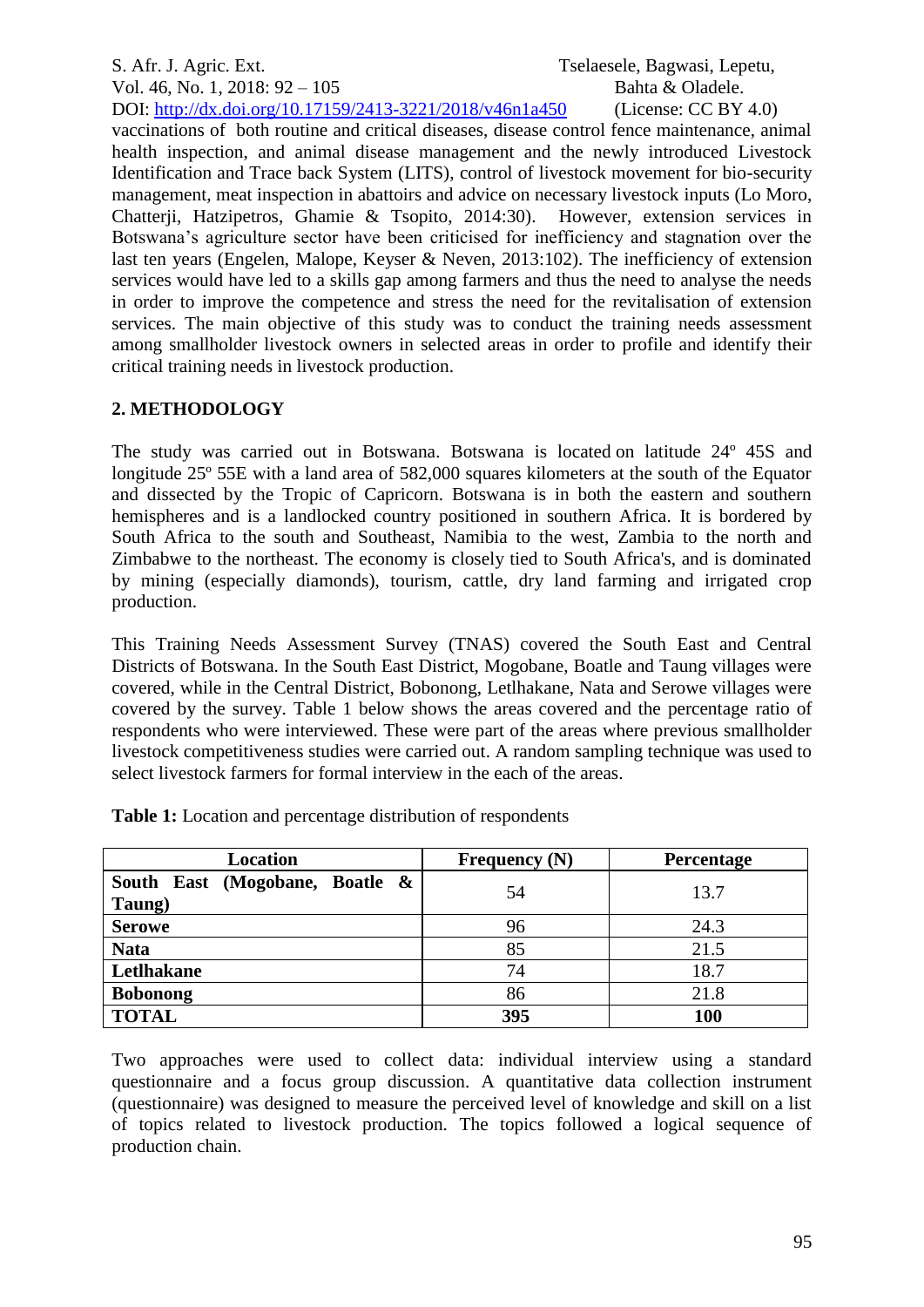vaccinations of both routine and critical diseases, disease control fence maintenance, animal health inspection, and animal disease management and the newly introduced Livestock Identification and Trace back System (LITS), control of livestock movement for bio-security management, meat inspection in abattoirs and advice on necessary livestock inputs (Lo Moro, Chatterji, Hatzipetros, Ghamie & Tsopito, 2014:30). However, extension services in Botswana's agriculture sector have been criticised for inefficiency and stagnation over the last ten years (Engelen, Malope, Keyser & Neven, 2013:102). The inefficiency of extension services would have led to a skills gap among farmers and thus the need to analyse the needs in order to improve the competence and stress the need for the revitalisation of extension services. The main objective of this study was to conduct the training needs assessment among smallholder livestock owners in selected areas in order to profile and identify their critical training needs in livestock production.

## 2. METHODOLOGY

The study was carried out in Botswana. Botswana is located on latitude 24º 45S and longitude 25º 55E with a land area of 582,000 squares kilometers at the south of the Equator and dissected by the Tropic of Capricorn. Botswana is in both the eastern and southern hemispheres and is a landlocked country positioned in southern Africa. It is bordered by South Africa to the south and Southeast, Namibia to the west, Zambia to the north and Zimbabwe to the northeast. The economy is closely tied to South Africa's, and is dominated by mining (especially diamonds), tourism, cattle, dry land farming and irrigated crop production.

This Training Needs Assessment Survey (TNAS) covered the South East and Central Districts of Botswana. In the South East District, Mogobane, Boatle and Taung villages were covered, while in the Central District, Bobonong, Letlhakane, Nata and Serowe villages were covered by the survey. Table 1 below shows the areas covered and the percentage ratio of respondents who were interviewed. These were part of the areas where previous smallholder livestock competitiveness studies were carried out. A random sampling technique was used to select livestock farmers for formal interview in the each of the areas.

**Table 1:** Location and percentage distribution of respondents

| Location | Frequency (N) | Percentage |
|---|---|---|
| **South East (Mogobane, Boatle & Taung)** | 54 | 13.7 |
| **Serowe** | 96 | 24.3 |
| **Nata** | 85 | 21.5 |
| **Letlhakane** | 74 | 18.7 |
| **Bobonong** | 86 | 21.8 |
| **TOTAL** | **395** | **100** |

Two approaches were used to collect data: individual interview using a standard questionnaire and a focus group discussion. A quantitative data collection instrument (questionnaire) was designed to measure the perceived level of knowledge and skill on a list of topics related to livestock production. The topics followed a logical sequence of production chain.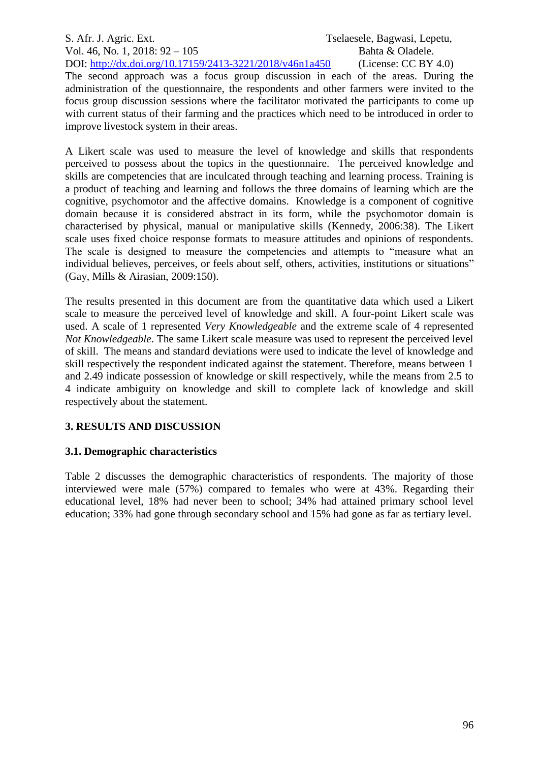The second approach was a focus group discussion in each of the areas. During the administration of the questionnaire, the respondents and other farmers were invited to the focus group discussion sessions where the facilitator motivated the participants to come up with current status of their farming and the practices which need to be introduced in order to improve livestock system in their areas.

A Likert scale was used to measure the level of knowledge and skills that respondents perceived to possess about the topics in the questionnaire. The perceived knowledge and skills are competencies that are inculcated through teaching and learning process. Training is a product of teaching and learning and follows the three domains of learning which are the cognitive, psychomotor and the affective domains. Knowledge is a component of cognitive domain because it is considered abstract in its form, while the psychomotor domain is characterised by physical, manual or manipulative skills (Kennedy, 2006:38). The Likert scale uses fixed choice response formats to measure attitudes and opinions of respondents. The scale is designed to measure the competencies and attempts to "measure what an individual believes, perceives, or feels about self, others, activities, institutions or situations" (Gay, Mills & Airasian, 2009:150).

The results presented in this document are from the quantitative data which used a Likert scale to measure the perceived level of knowledge and skill. A four-point Likert scale was used. A scale of 1 represented *Very Knowledgeable* and the extreme scale of 4 represented *Not Knowledgeable*. The same Likert scale measure was used to represent the perceived level of skill. The means and standard deviations were used to indicate the level of knowledge and skill respectively the respondent indicated against the statement. Therefore, means between 1 and 2.49 indicate possession of knowledge or skill respectively, while the means from 2.5 to 4 indicate ambiguity on knowledge and skill to complete lack of knowledge and skill respectively about the statement.

## 3. RESULTS AND DISCUSSION

### 3.1. Demographic characteristics

Table 2 discusses the demographic characteristics of respondents. The majority of those interviewed were male (57%) compared to females who were at 43%. Regarding their educational level, 18% had never been to school; 34% had attained primary school level education; 33% had gone through secondary school and 15% had gone as far as tertiary level.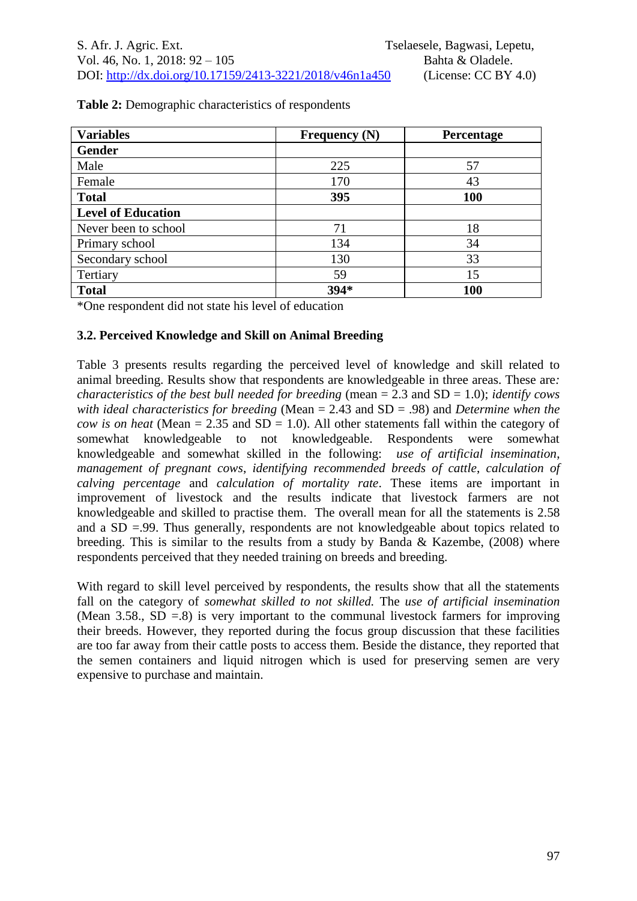**Table 2:** Demographic characteristics of respondents

| Variables | Frequency (N) | Percentage |
|---|---|---|
| **Gender** | | |
| Male | 225 | 57 |
| Female | 170 | 43 |
| **Total** | **395** | **100** |
| **Level of Education** | | |
| Never been to school | 71 | 18 |
| Primary school | 134 | 34 |
| Secondary school | 130 | 33 |
| Tertiary | 59 | 15 |
| **Total** | **394*** | **100** |

*One respondent did not state his level of education

### 3.2. Perceived Knowledge and Skill on Animal Breeding

Table 3 presents results regarding the perceived level of knowledge and skill related to animal breeding. Results show that respondents are knowledgeable in three areas. These are*:* *characteristics of the best bull needed for breeding* (mean = 2.3 and SD = 1.0); *identify cows with ideal characteristics for breeding* (Mean = 2.43 and SD = .98) and *Determine when the cow is on heat* (Mean = 2.35 and SD = 1.0). All other statements fall within the category of somewhat knowledgeable to not knowledgeable. Respondents were somewhat knowledgeable and somewhat skilled in the following: *use of artificial insemination*, *management of pregnant cows*, *identifying recommended breeds of cattle*, *calculation of calving percentage* and *calculation of mortality rate*. These items are important in improvement of livestock and the results indicate that livestock farmers are not knowledgeable and skilled to practise them. The overall mean for all the statements is 2.58 and a SD =.99. Thus generally, respondents are not knowledgeable about topics related to breeding. This is similar to the results from a study by Banda & Kazembe, (2008) where respondents perceived that they needed training on breeds and breeding.

With regard to skill level perceived by respondents, the results show that all the statements fall on the category of *somewhat skilled to not skilled.* The *use of artificial insemination* (Mean 3.58., SD =.8) is very important to the communal livestock farmers for improving their breeds. However, they reported during the focus group discussion that these facilities are too far away from their cattle posts to access them. Beside the distance, they reported that the semen containers and liquid nitrogen which is used for preserving semen are very expensive to purchase and maintain.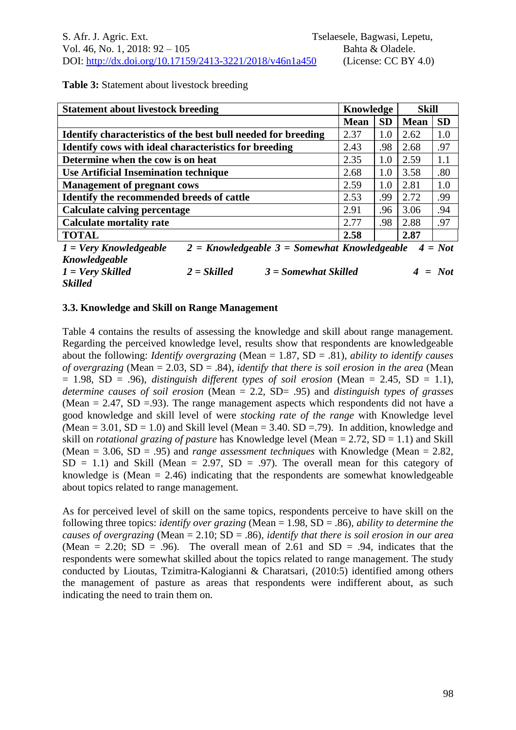**Table 3:** Statement about livestock breeding

| Statement about livestock breeding | Knowledge | | Skill | |
|---|---|---|---|---|
| | Mean | SD | Mean | SD |
| Identify characteristics of the best bull needed for breeding | 2.37 | 1.0 | 2.62 | 1.0 |
| Identify cows with ideal characteristics for breeding | 2.43 | .98 | 2.68 | .97 |
| Determine when the cow is on heat | 2.35 | 1.0 | 2.59 | 1.1 |
| Use Artificial Insemination technique | 2.68 | 1.0 | 3.58 | .80 |
| Management of pregnant cows | 2.59 | 1.0 | 2.81 | 1.0 |
| Identify the recommended breeds of cattle | 2.53 | .99 | 2.72 | .99 |
| Calculate calving percentage | 2.91 | .96 | 3.06 | .94 |
| Calculate mortality rate | 2.77 | .98 | 2.88 | .97 |
| **TOTAL** | **2.58** | | **2.87** | |

*1 = Very Knowledgeable 2 = Knowledgeable 3 = Somewhat Knowledgeable 4 = Not Knowledgeable*
*1 = Very Skilled 2 = Skilled 3 = Somewhat Skilled 4 = Not Skilled*

### 3.3. Knowledge and Skill on Range Management

Table 4 contains the results of assessing the knowledge and skill about range management. Regarding the perceived knowledge level, results show that respondents are knowledgeable about the following: *Identify overgrazing* (Mean = 1.87, SD = .81), *ability to identify causes of overgrazing* (Mean = 2.03, SD = .84), *identify that there is soil erosion in the area* (Mean = 1.98, SD = .96), *distinguish different types of soil erosion* (Mean = 2.45, SD = 1.1), *determine causes of soil erosion* (Mean = 2.2, SD= .95) and *distinguish types of grasses* (Mean = 2.47, SD =.93). The range management aspects which respondents did not have a good knowledge and skill level of were *stocking rate of the range* with Knowledge level *(*Mean = 3.01, SD = 1.0) and Skill level (Mean = 3.40. SD =.79). In addition, knowledge and skill on *rotational grazing of pasture* has Knowledge level (Mean = 2.72, SD = 1.1) and Skill (Mean = 3.06, SD = .95) and *range assessment techniques* with Knowledge (Mean = 2.82, SD = 1.1) and Skill (Mean = 2.97, SD = .97). The overall mean for this category of knowledge is (Mean = 2.46) indicating that the respondents are somewhat knowledgeable about topics related to range management.

As for perceived level of skill on the same topics, respondents perceive to have skill on the following three topics: *identify over grazing* (Mean = 1.98, SD = .86), *ability to determine the causes of overgrazing* (Mean = 2.10; SD = .86), *identify that there is soil erosion in our area* (Mean = 2.20; SD = .96). The overall mean of 2.61 and SD = .94, indicates that the respondents were somewhat skilled about the topics related to range management. The study conducted by Lioutas, Tzimitra-Kalogianni & Charatsari, (2010:5) identified among others the management of pasture as areas that respondents were indifferent about, as such indicating the need to train them on.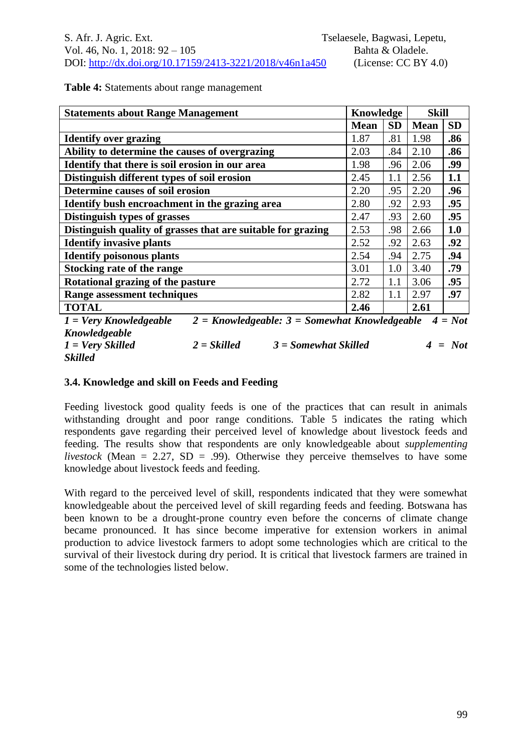**Table 4:** Statements about range management

| Statements about Range Management | Knowledge | | Skill | |
|---|---|---|---|---|
| | Mean | SD | Mean | SD |
| **Identify over grazing** | 1.87 | .81 | 1.98 | **.86** |
| **Ability to determine the causes of overgrazing** | 2.03 | .84 | 2.10 | **.86** |
| **Identify that there is soil erosion in our area** | 1.98 | .96 | 2.06 | **.99** |
| **Distinguish different types of soil erosion** | 2.45 | 1.1 | 2.56 | **1.1** |
| **Determine causes of soil erosion** | 2.20 | .95 | 2.20 | **.96** |
| **Identify bush encroachment in the grazing area** | 2.80 | .92 | 2.93 | **.95** |
| **Distinguish types of grasses** | 2.47 | .93 | 2.60 | **.95** |
| **Distinguish quality of grasses that are suitable for grazing** | 2.53 | .98 | 2.66 | **1.0** |
| **Identify invasive plants** | 2.52 | .92 | 2.63 | **.92** |
| **Identify poisonous plants** | 2.54 | .94 | 2.75 | **.94** |
| **Stocking rate of the range** | 3.01 | 1.0 | 3.40 | **.79** |
| **Rotational grazing of the pasture** | 2.72 | 1.1 | 3.06 | **.95** |
| **Range assessment techniques** | 2.82 | 1.1 | 2.97 | **.97** |
| **TOTAL** | **2.46** | | **2.61** | |

***1 = Very Knowledgeable 2 = Knowledgeable: 3 = Somewhat Knowledgeable 4 = Not Knowledgeable***
***1 = Very Skilled 2 = Skilled 3 = Somewhat Skilled 4 = Not Skilled***

### 3.4. Knowledge and skill on Feeds and Feeding

Feeding livestock good quality feeds is one of the practices that can result in animals withstanding drought and poor range conditions. Table 5 indicates the rating which respondents gave regarding their perceived level of knowledge about livestock feeds and feeding. The results show that respondents are only knowledgeable about *supplementing livestock* (Mean = 2.27, SD = .99). Otherwise they perceive themselves to have some knowledge about livestock feeds and feeding.

With regard to the perceived level of skill, respondents indicated that they were somewhat knowledgeable about the perceived level of skill regarding feeds and feeding. Botswana has been known to be a drought-prone country even before the concerns of climate change became pronounced. It has since become imperative for extension workers in animal production to advice livestock farmers to adopt some technologies which are critical to the survival of their livestock during dry period. It is critical that livestock farmers are trained in some of the technologies listed below.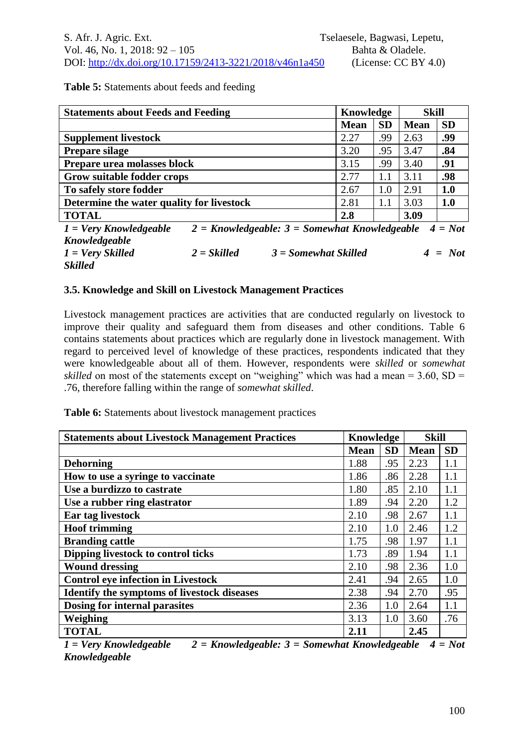**Table 5:** Statements about feeds and feeding

| Statements about Feeds and Feeding | Knowledge | | Skill | |
|---|---|---|---|---|
| | **Mean** | **SD** | **Mean** | **SD** |
| **Supplement livestock** | 2.27 | .99 | 2.63 | **.99** |
| **Prepare silage** | 3.20 | .95 | 3.47 | **.84** |
| **Prepare urea molasses block** | 3.15 | .99 | 3.40 | **.91** |
| **Grow suitable fodder crops** | 2.77 | 1.1 | 3.11 | **.98** |
| **To safely store fodder** | 2.67 | 1.0 | 2.91 | **1.0** |
| **Determine the water quality for livestock** | 2.81 | 1.1 | 3.03 | **1.0** |
| **TOTAL** | **2.8** | | **3.09** | |

***1 = Very Knowledgeable 2 = Knowledgeable: 3 = Somewhat Knowledgeable 4 = Not Knowledgeable***
***1 = Very Skilled 2 = Skilled 3 = Somewhat Skilled 4 = Not Skilled***

### 3.5. Knowledge and Skill on Livestock Management Practices

Livestock management practices are activities that are conducted regularly on livestock to improve their quality and safeguard them from diseases and other conditions. Table 6 contains statements about practices which are regularly done in livestock management. With regard to perceived level of knowledge of these practices, respondents indicated that they were knowledgeable about all of them. However, respondents were *skilled* or *somewhat skilled* on most of the statements except on "weighing" which was had a mean = 3.60, SD = .76, therefore falling within the range of *somewhat skilled*.

**Table 6:** Statements about livestock management practices

| Statements about Livestock Management Practices | Knowledge | | Skill | |
|---|---|---|---|---|
| | **Mean** | **SD** | **Mean** | **SD** |
| **Dehorning** | 1.88 | .95 | 2.23 | 1.1 |
| **How to use a syringe to vaccinate** | 1.86 | .86 | 2.28 | 1.1 |
| **Use a burdizzo to castrate** | 1.80 | .85 | 2.10 | 1.1 |
| **Use a rubber ring elastrator** | 1.89 | .94 | 2.20 | 1.2 |
| **Ear tag livestock** | 2.10 | .98 | 2.67 | 1.1 |
| **Hoof trimming** | 2.10 | 1.0 | 2.46 | 1.2 |
| **Branding cattle** | 1.75 | .98 | 1.97 | 1.1 |
| **Dipping livestock to control ticks** | 1.73 | .89 | 1.94 | 1.1 |
| **Wound dressing** | 2.10 | .98 | 2.36 | 1.0 |
| **Control eye infection in Livestock** | 2.41 | .94 | 2.65 | 1.0 |
| **Identify the symptoms of livestock diseases** | 2.38 | .94 | 2.70 | .95 |
| **Dosing for internal parasites** | 2.36 | 1.0 | 2.64 | 1.1 |
| **Weighing** | 3.13 | 1.0 | 3.60 | .76 |
| **TOTAL** | **2.11** | | **2.45** | |

***1 = Very Knowledgeable 2 = Knowledgeable: 3 = Somewhat Knowledgeable 4 = Not Knowledgeable***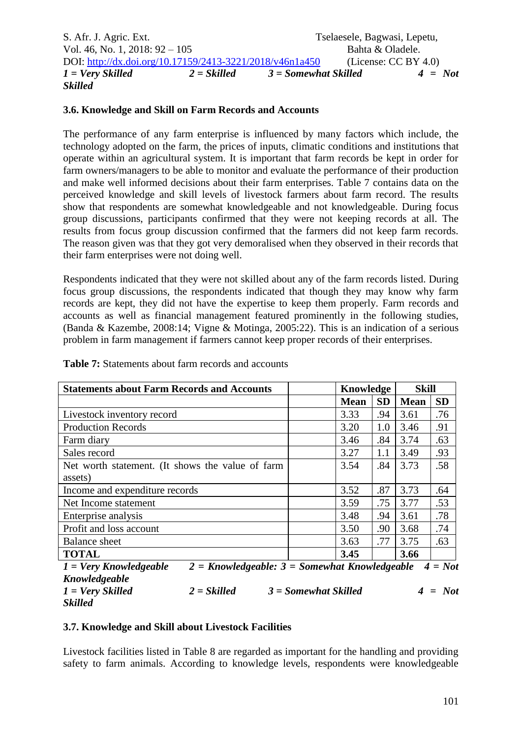*1 = Very Skilled 2 = Skilled 3 = Somewhat Skilled 4 = Not Skilled*

### 3.6. Knowledge and Skill on Farm Records and Accounts

The performance of any farm enterprise is influenced by many factors which include, the technology adopted on the farm, the prices of inputs, climatic conditions and institutions that operate within an agricultural system. It is important that farm records be kept in order for farm owners/managers to be able to monitor and evaluate the performance of their production and make well informed decisions about their farm enterprises. Table 7 contains data on the perceived knowledge and skill levels of livestock farmers about farm record. The results show that respondents are somewhat knowledgeable and not knowledgeable. During focus group discussions, participants confirmed that they were not keeping records at all. The results from focus group discussion confirmed that the farmers did not keep farm records. The reason given was that they got very demoralised when they observed in their records that their farm enterprises were not doing well.

Respondents indicated that they were not skilled about any of the farm records listed. During focus group discussions, the respondents indicated that though they may know why farm records are kept, they did not have the expertise to keep them properly. Farm records and accounts as well as financial management featured prominently in the following studies, (Banda & Kazembe, 2008:14; Vigne & Motinga, 2005:22). This is an indication of a serious problem in farm management if farmers cannot keep proper records of their enterprises.

**Table 7:** Statements about farm records and accounts

| **Statements about Farm Records and Accounts** | | **Knowledge** | | **Skill** | |
|---|---|---|---|---|---|
| | | **Mean** | **SD** | **Mean** | **SD** |
| Livestock inventory record | | 3.33 | .94 | 3.61 | .76 |
| Production Records | | 3.20 | 1.0 | 3.46 | .91 |
| Farm diary | | 3.46 | .84 | 3.74 | .63 |
| Sales record | | 3.27 | 1.1 | 3.49 | .93 |
| Net worth statement. (It shows the value of farm assets) | | 3.54 | .84 | 3.73 | .58 |
| Income and expenditure records | | 3.52 | .87 | 3.73 | .64 |
| Net Income statement | | 3.59 | .75 | 3.77 | .53 |
| Enterprise analysis | | 3.48 | .94 | 3.61 | .78 |
| Profit and loss account | | 3.50 | .90 | 3.68 | .74 |
| Balance sheet | | 3.63 | .77 | 3.75 | .63 |
| **TOTAL** | | **3.45** | | **3.66** | |

*1 = Very Knowledgeable 2 = Knowledgeable: 3 = Somewhat Knowledgeable 4 = Not Knowledgeable*
*1 = Very Skilled 2 = Skilled 3 = Somewhat Skilled 4 = Not Skilled*

### 3.7. Knowledge and Skill about Livestock Facilities

Livestock facilities listed in Table 8 are regarded as important for the handling and providing safety to farm animals. According to knowledge levels, respondents were knowledgeable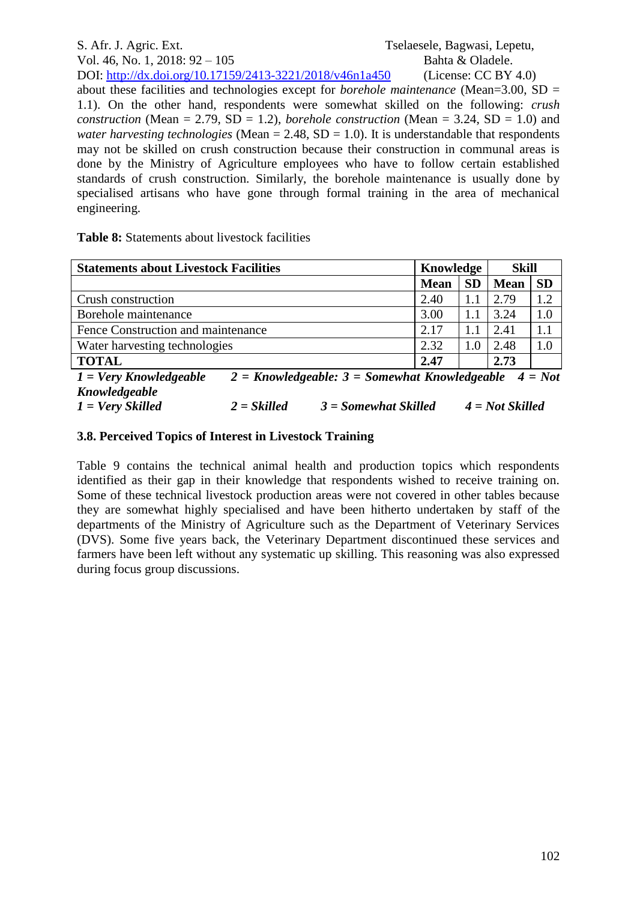about these facilities and technologies except for *borehole maintenance* (Mean=3.00, SD = 1.1). On the other hand, respondents were somewhat skilled on the following: *crush construction* (Mean = 2.79, SD = 1.2), *borehole construction* (Mean = 3.24, SD = 1.0) and *water harvesting technologies* (Mean = 2.48, SD = 1.0). It is understandable that respondents may not be skilled on crush construction because their construction in communal areas is done by the Ministry of Agriculture employees who have to follow certain established standards of crush construction. Similarly, the borehole maintenance is usually done by specialised artisans who have gone through formal training in the area of mechanical engineering.

**Table 8:** Statements about livestock facilities

| **Statements about Livestock Facilities** | **Knowledge** | | **Skill** | |
|---|---|---|---|---|
| | **Mean** | **SD** | **Mean** | **SD** |
| Crush construction | 2.40 | 1.1 | 2.79 | 1.2 |
| Borehole maintenance | 3.00 | 1.1 | 3.24 | 1.0 |
| Fence Construction and maintenance | 2.17 | 1.1 | 2.41 | 1.1 |
| Water harvesting technologies | 2.32 | 1.0 | 2.48 | 1.0 |
| **TOTAL** | **2.47** | | **2.73** | |

***1 = Very Knowledgeable 2 = Knowledgeable: 3 = Somewhat Knowledgeable 4 = Not Knowledgeable***
***1 = Very Skilled 2 = Skilled 3 = Somewhat Skilled 4 = Not Skilled***

### 3.8. Perceived Topics of Interest in Livestock Training

Table 9 contains the technical animal health and production topics which respondents identified as their gap in their knowledge that respondents wished to receive training on. Some of these technical livestock production areas were not covered in other tables because they are somewhat highly specialised and have been hitherto undertaken by staff of the departments of the Ministry of Agriculture such as the Department of Veterinary Services (DVS). Some five years back, the Veterinary Department discontinued these services and farmers have been left without any systematic up skilling. This reasoning was also expressed during focus group discussions.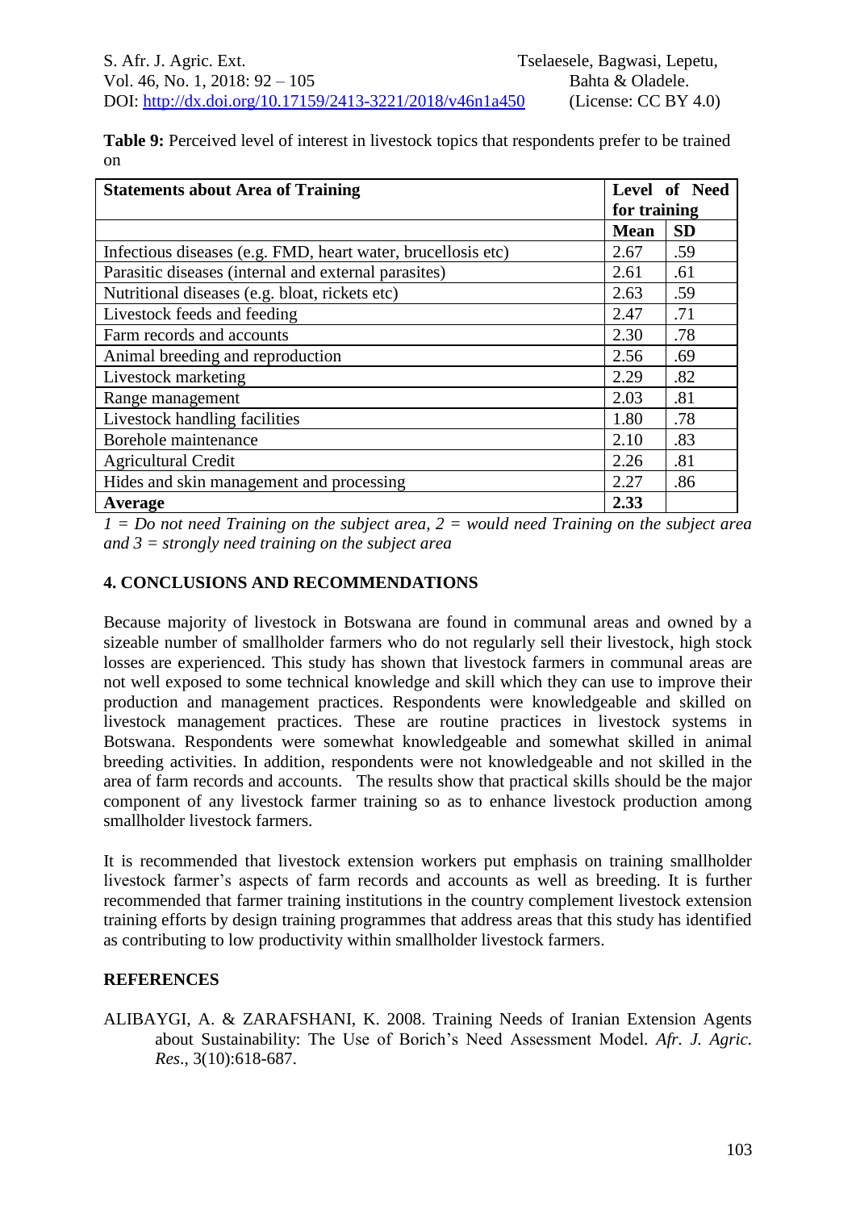**Table 9:** Perceived level of interest in livestock topics that respondents prefer to be trained on

| Statements about Area of Training | Level of Need for training | |
|---|---|---|
| | **Mean** | **SD** |
| Infectious diseases (e.g. FMD, heart water, brucellosis etc) | 2.67 | .59 |
| Parasitic diseases (internal and external parasites) | 2.61 | .61 |
| Nutritional diseases (e.g. bloat, rickets etc) | 2.63 | .59 |
| Livestock feeds and feeding | 2.47 | .71 |
| Farm records and accounts | 2.30 | .78 |
| Animal breeding and reproduction | 2.56 | .69 |
| Livestock marketing | 2.29 | .82 |
| Range management | 2.03 | .81 |
| Livestock handling facilities | 1.80 | .78 |
| Borehole maintenance | 2.10 | .83 |
| Agricultural Credit | 2.26 | .81 |
| Hides and skin management and processing | 2.27 | .86 |
| **Average** | **2.33** | |

*1 = Do not need Training on the subject area, 2 = would need Training on the subject area and 3 = strongly need training on the subject area*

## 4. CONCLUSIONS AND RECOMMENDATIONS

Because majority of livestock in Botswana are found in communal areas and owned by a sizeable number of smallholder farmers who do not regularly sell their livestock, high stock losses are experienced. This study has shown that livestock farmers in communal areas are not well exposed to some technical knowledge and skill which they can use to improve their production and management practices. Respondents were knowledgeable and skilled on livestock management practices. These are routine practices in livestock systems in Botswana. Respondents were somewhat knowledgeable and somewhat skilled in animal breeding activities. In addition, respondents were not knowledgeable and not skilled in the area of farm records and accounts. The results show that practical skills should be the major component of any livestock farmer training so as to enhance livestock production among smallholder livestock farmers.

It is recommended that livestock extension workers put emphasis on training smallholder livestock farmer's aspects of farm records and accounts as well as breeding. It is further recommended that farmer training institutions in the country complement livestock extension training efforts by design training programmes that address areas that this study has identified as contributing to low productivity within smallholder livestock farmers.

## REFERENCES

ALIBAYGI, A. & ZARAFSHANI, K. 2008. Training Needs of Iranian Extension Agents about Sustainability: The Use of Borich's Need Assessment Model. *Afr. J. Agric. Res*., 3(10):618-687.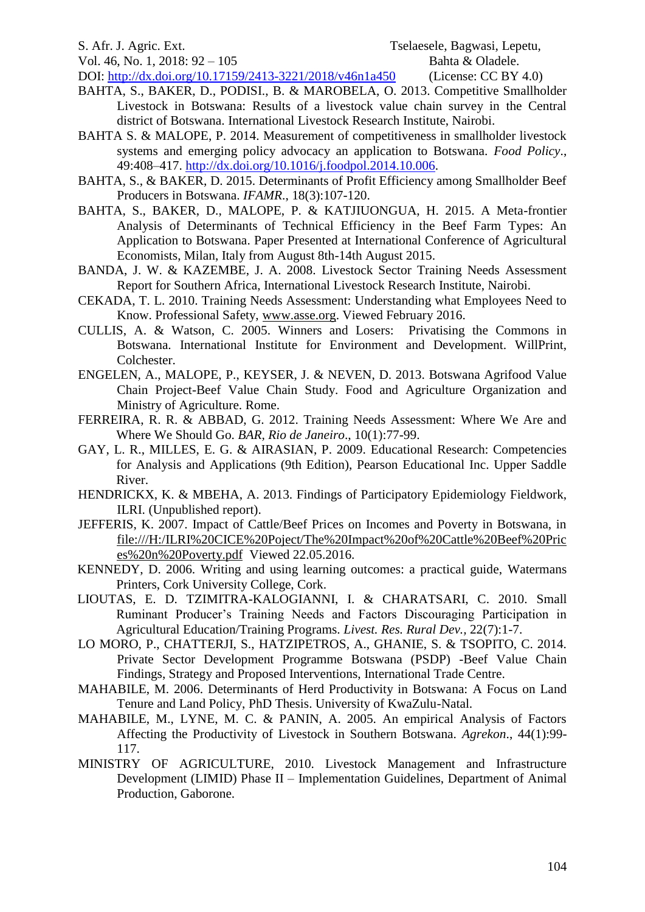BAHTA, S., BAKER, D., PODISI., B. & MAROBELA, O. 2013. Competitive Smallholder Livestock in Botswana: Results of a livestock value chain survey in the Central district of Botswana. International Livestock Research Institute, Nairobi.

BAHTA S. & MALOPE, P. 2014. Measurement of competitiveness in smallholder livestock systems and emerging policy advocacy an application to Botswana. *Food Policy*., 49:408–417. http://dx.doi.org/10.1016/j.foodpol.2014.10.006.

BAHTA, S., & BAKER, D. 2015. Determinants of Profit Efficiency among Smallholder Beef Producers in Botswana. *IFAMR*., 18(3):107-120.

BAHTA, S., BAKER, D., MALOPE, P. & KATJIUONGUA, H. 2015. A Meta-frontier Analysis of Determinants of Technical Efficiency in the Beef Farm Types: An Application to Botswana. Paper Presented at International Conference of Agricultural Economists, Milan, Italy from August 8th-14th August 2015.

BANDA, J. W. & KAZEMBE, J. A. 2008. Livestock Sector Training Needs Assessment Report for Southern Africa, International Livestock Research Institute, Nairobi.

CEKADA, T. L. 2010. Training Needs Assessment: Understanding what Employees Need to Know. Professional Safety, www.asse.org. Viewed February 2016.

CULLIS, A. & Watson, C. 2005. Winners and Losers: Privatising the Commons in Botswana. International Institute for Environment and Development. WillPrint, Colchester.

ENGELEN, A., MALOPE, P., KEYSER, J. & NEVEN, D. 2013. Botswana Agrifood Value Chain Project-Beef Value Chain Study. Food and Agriculture Organization and Ministry of Agriculture. Rome.

FERREIRA, R. R. & ABBAD, G. 2012. Training Needs Assessment: Where We Are and Where We Should Go. *BAR, Rio de Janeiro*., 10(1):77-99.

GAY, L. R., MILLES, E. G. & AIRASIAN, P. 2009. Educational Research: Competencies for Analysis and Applications (9th Edition), Pearson Educational Inc. Upper Saddle River.

HENDRICKX, K. & MBEHA, A. 2013. Findings of Participatory Epidemiology Fieldwork, ILRI. (Unpublished report).

JEFFERIS, K. 2007. Impact of Cattle/Beef Prices on Incomes and Poverty in Botswana, in file:///H:/ILRI%20CICE%20Poject/The%20Impact%20of%20Cattle%20Beef%20Prices%20n%20Poverty.pdf Viewed 22.05.2016.

KENNEDY, D. 2006. Writing and using learning outcomes: a practical guide, Watermans Printers, Cork University College, Cork.

LIOUTAS, E. D. TZIMITRA-KALOGIANNI, I. & CHARATSARI, C. 2010. Small Ruminant Producer's Training Needs and Factors Discouraging Participation in Agricultural Education/Training Programs. *Livest. Res. Rural Dev.*, 22(7):1-7.

LO MORO, P., CHATTERJI, S., HATZIPETROS, A., GHANIE, S. & TSOPITO, C. 2014. Private Sector Development Programme Botswana (PSDP) -Beef Value Chain Findings, Strategy and Proposed Interventions, International Trade Centre.

MAHABILE, M. 2006. Determinants of Herd Productivity in Botswana: A Focus on Land Tenure and Land Policy, PhD Thesis. University of KwaZulu-Natal.

MAHABILE, M., LYNE, M. C. & PANIN, A. 2005. An empirical Analysis of Factors Affecting the Productivity of Livestock in Southern Botswana. *Agrekon*., 44(1):99-117.

MINISTRY OF AGRICULTURE, 2010. Livestock Management and Infrastructure Development (LIMID) Phase II – Implementation Guidelines, Department of Animal Production, Gaborone.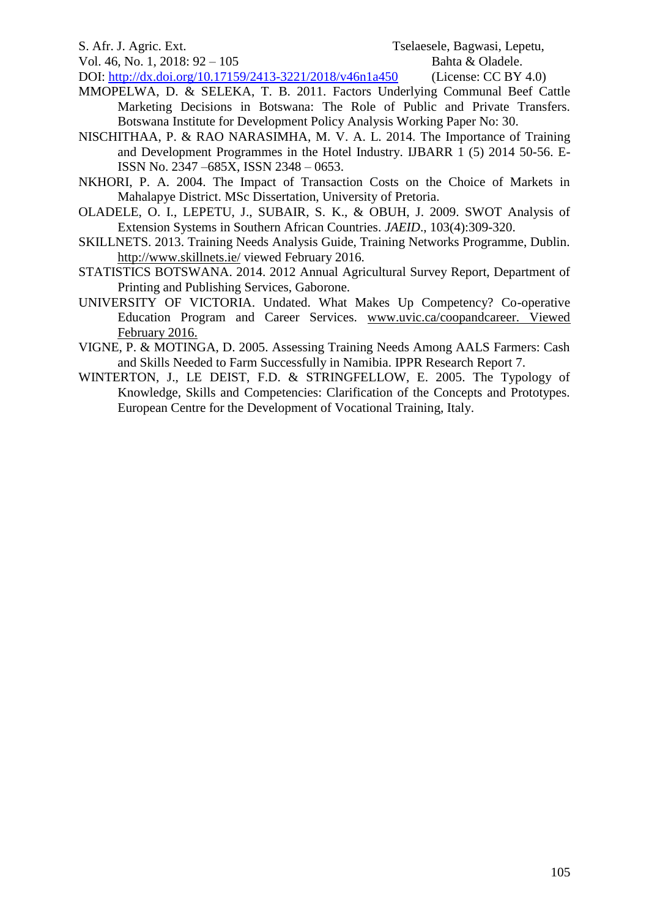MMOPELWA, D. & SELEKA, T. B. 2011. Factors Underlying Communal Beef Cattle Marketing Decisions in Botswana: The Role of Public and Private Transfers. Botswana Institute for Development Policy Analysis Working Paper No: 30.

NISCHITHAA, P. & RAO NARASIMHA, M. V. A. L. 2014. The Importance of Training and Development Programmes in the Hotel Industry. IJBARR 1 (5) 2014 50-56. E-ISSN No. 2347 –685X, ISSN 2348 – 0653.

NKHORI, P. A. 2004. The Impact of Transaction Costs on the Choice of Markets in Mahalapye District. MSc Dissertation, University of Pretoria.

OLADELE, O. I., LEPETU, J., SUBAIR, S. K., & OBUH, J. 2009. SWOT Analysis of Extension Systems in Southern African Countries. *JAEID*., 103(4):309-320.

SKILLNETS. 2013. Training Needs Analysis Guide, Training Networks Programme, Dublin. http://www.skillnets.ie/ viewed February 2016.

STATISTICS BOTSWANA. 2014. 2012 Annual Agricultural Survey Report, Department of Printing and Publishing Services, Gaborone.

UNIVERSITY OF VICTORIA. Undated. What Makes Up Competency? Co-operative Education Program and Career Services. www.uvic.ca/coopandcareer. Viewed February 2016.

VIGNE, P. & MOTINGA, D. 2005. Assessing Training Needs Among AALS Farmers: Cash and Skills Needed to Farm Successfully in Namibia. IPPR Research Report 7.

WINTERTON, J., LE DEIST, F.D. & STRINGFELLOW, E. 2005. The Typology of Knowledge, Skills and Competencies: Clarification of the Concepts and Prototypes. European Centre for the Development of Vocational Training, Italy.